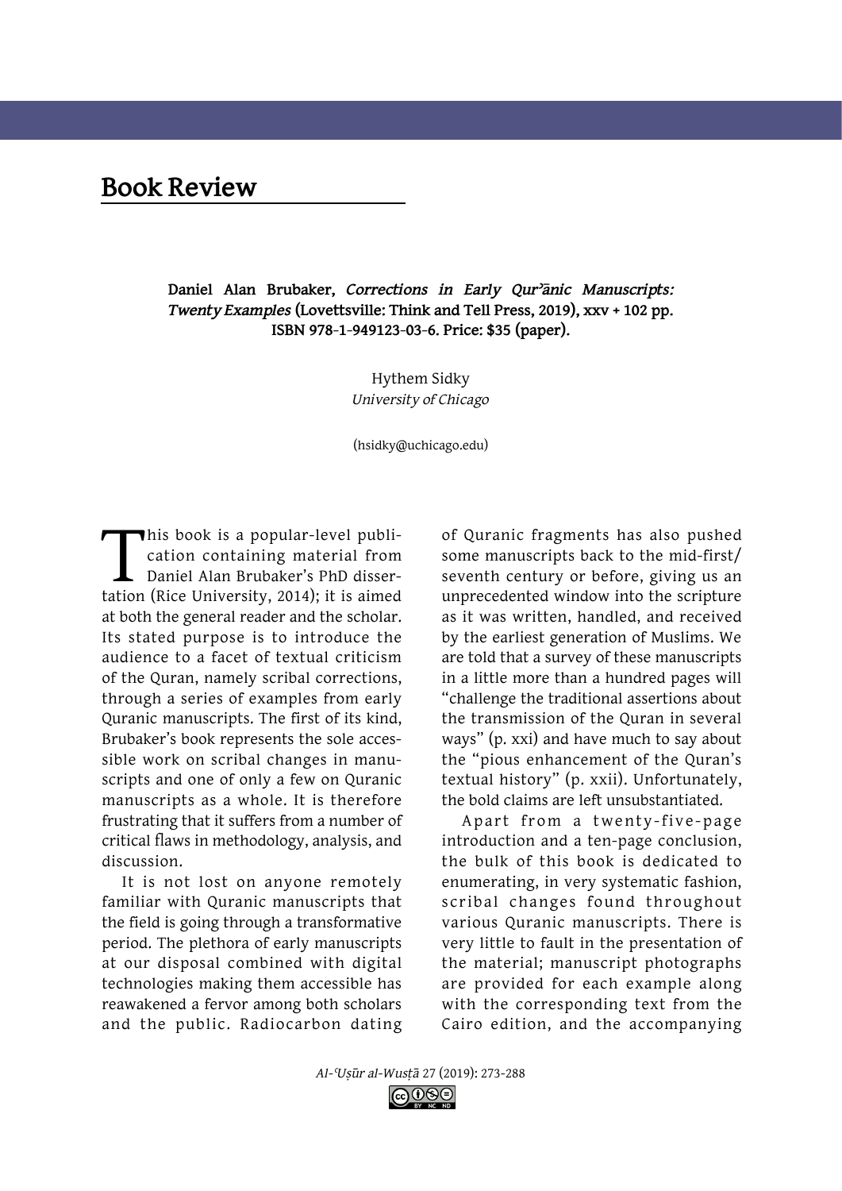# Book Review

**Daniel Alan Brubaker, *Corrections in Early Qurʾānic Manuscripts: Twenty Examples* (Lovettsville: Think and Tell Press, 2019), xxv + 102 pp. ISBN 978-1-949123-03-6. Price: $35 (paper).**

Hythem Sidky
*University of Chicago*

(hsidky@uchicago.edu)

This book is a popular-level publication containing material from Daniel Alan Brubaker's PhD dissertation (Rice University, 2014); it is aimed at both the general reader and the scholar. Its stated purpose is to introduce the audience to a facet of textual criticism of the Quran, namely scribal corrections, through a series of examples from early Quranic manuscripts. The first of its kind, Brubaker's book represents the sole accessible work on scribal changes in manuscripts and one of only a few on Quranic manuscripts as a whole. It is therefore frustrating that it suffers from a number of critical flaws in methodology, analysis, and discussion.

It is not lost on anyone remotely familiar with Quranic manuscripts that the field is going through a transformative period. The plethora of early manuscripts at our disposal combined with digital technologies making them accessible has reawakened a fervor among both scholars and the public. Radiocarbon dating of Quranic fragments has also pushed some manuscripts back to the mid-first/seventh century or before, giving us an unprecedented window into the scripture as it was written, handled, and received by the earliest generation of Muslims. We are told that a survey of these manuscripts in a little more than a hundred pages will "challenge the traditional assertions about the transmission of the Quran in several ways" (p. xxi) and have much to say about the "pious enhancement of the Quran's textual history" (p. xxii). Unfortunately, the bold claims are left unsubstantiated.

Apart from a twenty-five-page introduction and a ten-page conclusion, the bulk of this book is dedicated to enumerating, in very systematic fashion, scribal changes found throughout various Quranic manuscripts. There is very little to fault in the presentation of the material; manuscript photographs are provided for each example along with the corresponding text from the Cairo edition, and the accompanying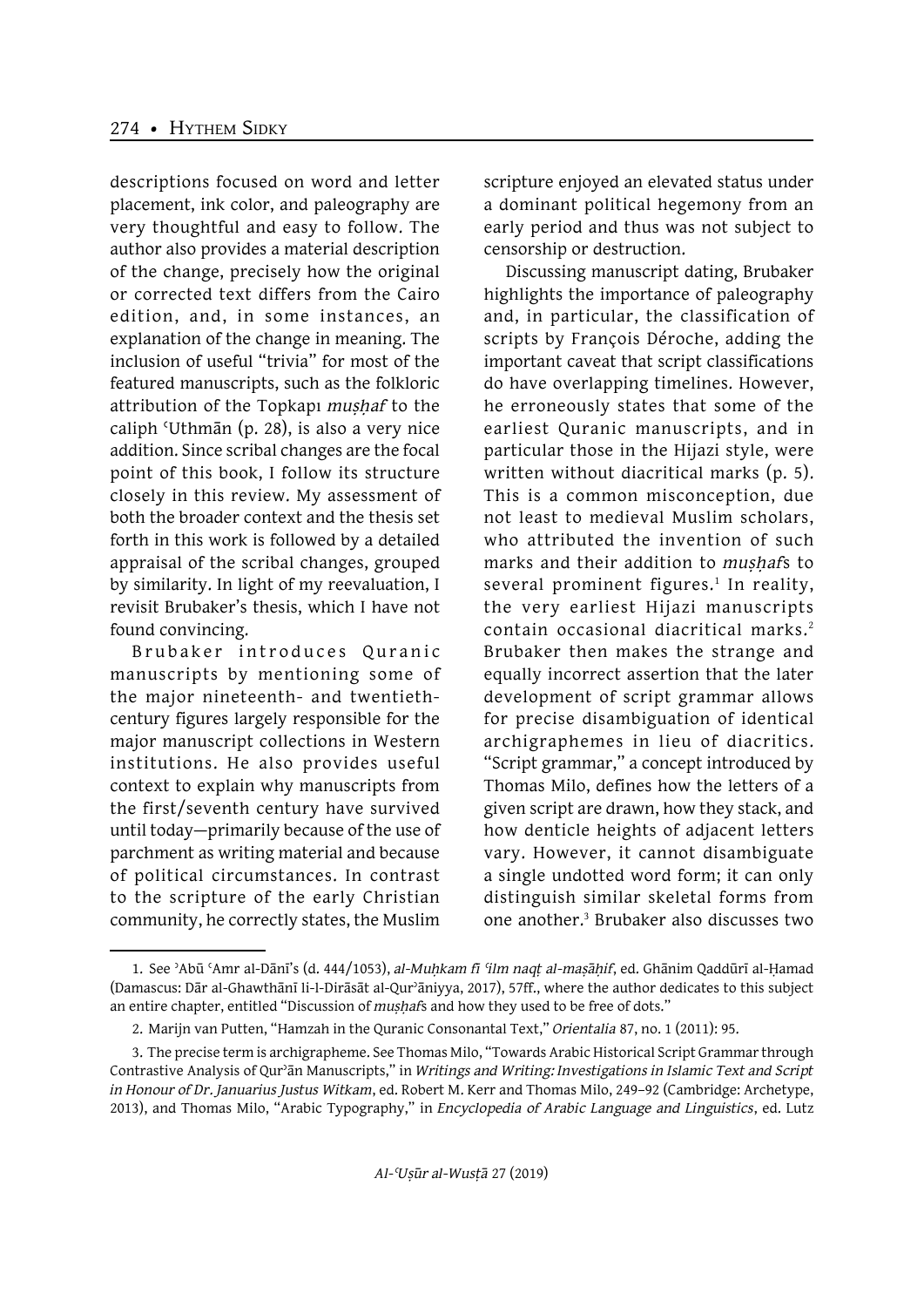descriptions focused on word and letter placement, ink color, and paleography are very thoughtful and easy to follow. The author also provides a material description of the change, precisely how the original or corrected text differs from the Cairo edition, and, in some instances, an explanation of the change in meaning. The inclusion of useful "trivia" for most of the featured manuscripts, such as the folkloric attribution of the Topkapı *muṣḥaf* to the caliph ʿUthmān (p. 28), is also a very nice addition. Since scribal changes are the focal point of this book, I follow its structure closely in this review. My assessment of both the broader context and the thesis set forth in this work is followed by a detailed appraisal of the scribal changes, grouped by similarity. In light of my reevaluation, I revisit Brubaker's thesis, which I have not found convincing.

Brubaker introduces Quranic manuscripts by mentioning some of the major nineteenth- and twentieth-century figures largely responsible for the major manuscript collections in Western institutions. He also provides useful context to explain why manuscripts from the first/seventh century have survived until today—primarily because of the use of parchment as writing material and because of political circumstances. In contrast to the scripture of the early Christian community, he correctly states, the Muslim scripture enjoyed an elevated status under a dominant political hegemony from an early period and thus was not subject to censorship or destruction.

Discussing manuscript dating, Brubaker highlights the importance of paleography and, in particular, the classification of scripts by François Déroche, adding the important caveat that script classifications do have overlapping timelines. However, he erroneously states that some of the earliest Quranic manuscripts, and in particular those in the Hijazi style, were written without diacritical marks (p. 5). This is a common misconception, due not least to medieval Muslim scholars, who attributed the invention of such marks and their addition to *muṣḥaf*s to several prominent figures.[1] In reality, the very earliest Hijazi manuscripts contain occasional diacritical marks.[2] Brubaker then makes the strange and equally incorrect assertion that the later development of script grammar allows for precise disambiguation of identical archigraphemes in lieu of diacritics. "Script grammar," a concept introduced by Thomas Milo, defines how the letters of a given script are drawn, how they stack, and how denticle heights of adjacent letters vary. However, it cannot disambiguate a single undotted word form; it can only distinguish similar skeletal forms from one another.[3] Brubaker also discusses two

1. See ʾAbū ʿAmr al-Dānī's (d. 444/1053), *al-Muḥkam fī ʿilm naqṭ al-maṣāḥif*, ed. Ghānim Qaddūrī al-Ḥamad (Damascus: Dār al-Ghawthānī li-l-Dirāsāt al-Qurʾāniyya, 2017), 57ff., where the author dedicates to this subject an entire chapter, entitled "Discussion of *muṣḥaf*s and how they used to be free of dots."

2. Marijn van Putten, "Hamzah in the Quranic Consonantal Text," *Orientalia* 87, no. 1 (2011): 95.

3. The precise term is archigrapheme. See Thomas Milo, "Towards Arabic Historical Script Grammar through Contrastive Analysis of Qurʾān Manuscripts," in *Writings and Writing: Investigations in Islamic Text and Script in Honour of Dr. Januarius Justus Witkam*, ed. Robert M. Kerr and Thomas Milo, 249–92 (Cambridge: Archetype, 2013), and Thomas Milo, "Arabic Typography," in *Encyclopedia of Arabic Language and Linguistics*, ed. Lutz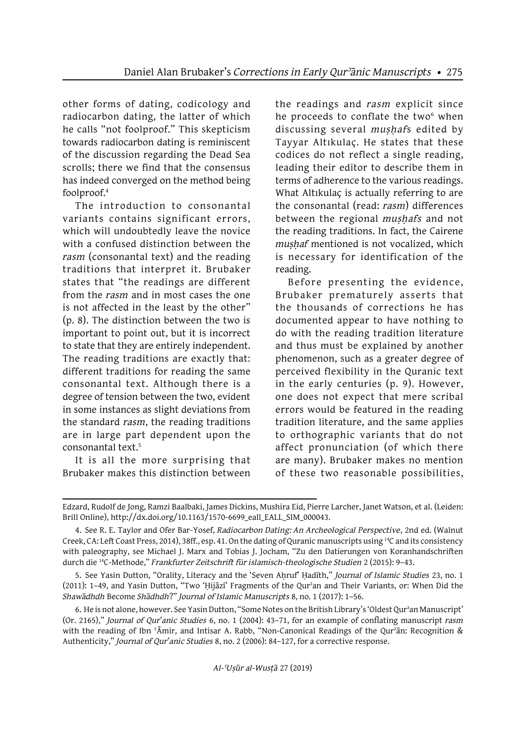other forms of dating, codicology and radiocarbon dating, the latter of which he calls "not foolproof." This skepticism towards radiocarbon dating is reminiscent of the discussion regarding the Dead Sea scrolls; there we find that the consensus has indeed converged on the method being foolproof.[4]

The introduction to consonantal variants contains significant errors, which will undoubtedly leave the novice with a confused distinction between the *rasm* (consonantal text) and the reading traditions that interpret it. Brubaker states that "the readings are different from the *rasm* and in most cases the one is not affected in the least by the other" (p. 8). The distinction between the two is important to point out, but it is incorrect to state that they are entirely independent. The reading traditions are exactly that: different traditions for reading the same consonantal text. Although there is a degree of tension between the two, evident in some instances as slight deviations from the standard *rasm*, the reading traditions are in large part dependent upon the consonantal text.[5]

It is all the more surprising that Brubaker makes this distinction between the readings and *rasm* explicit since he proceeds to conflate the two[6] when discussing several *muṣḥaf*s edited by Tayyar Altıkulaç. He states that these codices do not reflect a single reading, leading their editor to describe them in terms of adherence to the various readings. What Altıkulaç is actually referring to are the consonantal (read: *rasm*) differences between the regional *muṣḥafs* and not the reading traditions. In fact, the Cairene *muṣḥaf* mentioned is not vocalized, which is necessary for identification of the reading.

Before presenting the evidence, Brubaker prematurely asserts that the thousands of corrections he has documented appear to have nothing to do with the reading tradition literature and thus must be explained by another phenomenon, such as a greater degree of perceived flexibility in the Quranic text in the early centuries (p. 9). However, one does not expect that mere scribal errors would be featured in the reading tradition literature, and the same applies to orthographic variants that do not affect pronunciation (of which there are many). Brubaker makes no mention of these two reasonable possibilities,

---

Edzard, Rudolf de Jong, Ramzi Baalbaki, James Dickins, Mushira Eid, Pierre Larcher, Janet Watson, et al. (Leiden: Brill Online), http://dx.doi.org/10.1163/1570-6699_eall_EALL_SIM_000043.

4. See R. E. Taylor and Ofer Bar-Yosef, *Radiocarbon Dating: An Archeological Perspective*, 2nd ed. (Walnut Creek, CA: Left Coast Press, 2014), 38ff., esp. 41. On the dating of Quranic manuscripts using $^{14}$C and its consistency with paleography, see Michael J. Marx and Tobias J. Jocham, "Zu den Datierungen von Koranhandschriften durch die $^{14}$C-Methode," *Frankfurter Zeitschrift für islamisch-theologische Studien* 2 (2015): 9–43.

5. See Yasin Dutton, "Orality, Literacy and the 'Seven Aḥruf' Ḥadīth," *Journal of Islamic Studies* 23, no. 1 (2011): 1–49, and Yasin Dutton, "Two 'Ḥijāzī' Fragments of the Qurʾan and Their Variants, or: When Did the *Shawādhdh* Become *Shādhdh*?" *Journal of Islamic Manuscripts* 8, no. 1 (2017): 1–56.

6. He is not alone, however. See Yasin Dutton, "Some Notes on the British Library's 'Oldest Qurʾan Manuscript' (Or. 2165)," *Journal of Qur'anic Studies* 6, no. 1 (2004): 43–71, for an example of conflating manuscript *rasm* with the reading of Ibn ʿĀmir, and Intisar A. Rabb, "Non-Canonical Readings of the Qurʾān: Recognition & Authenticity," *Journal of Qur'anic Studies* 8, no. 2 (2006): 84–127, for a corrective response.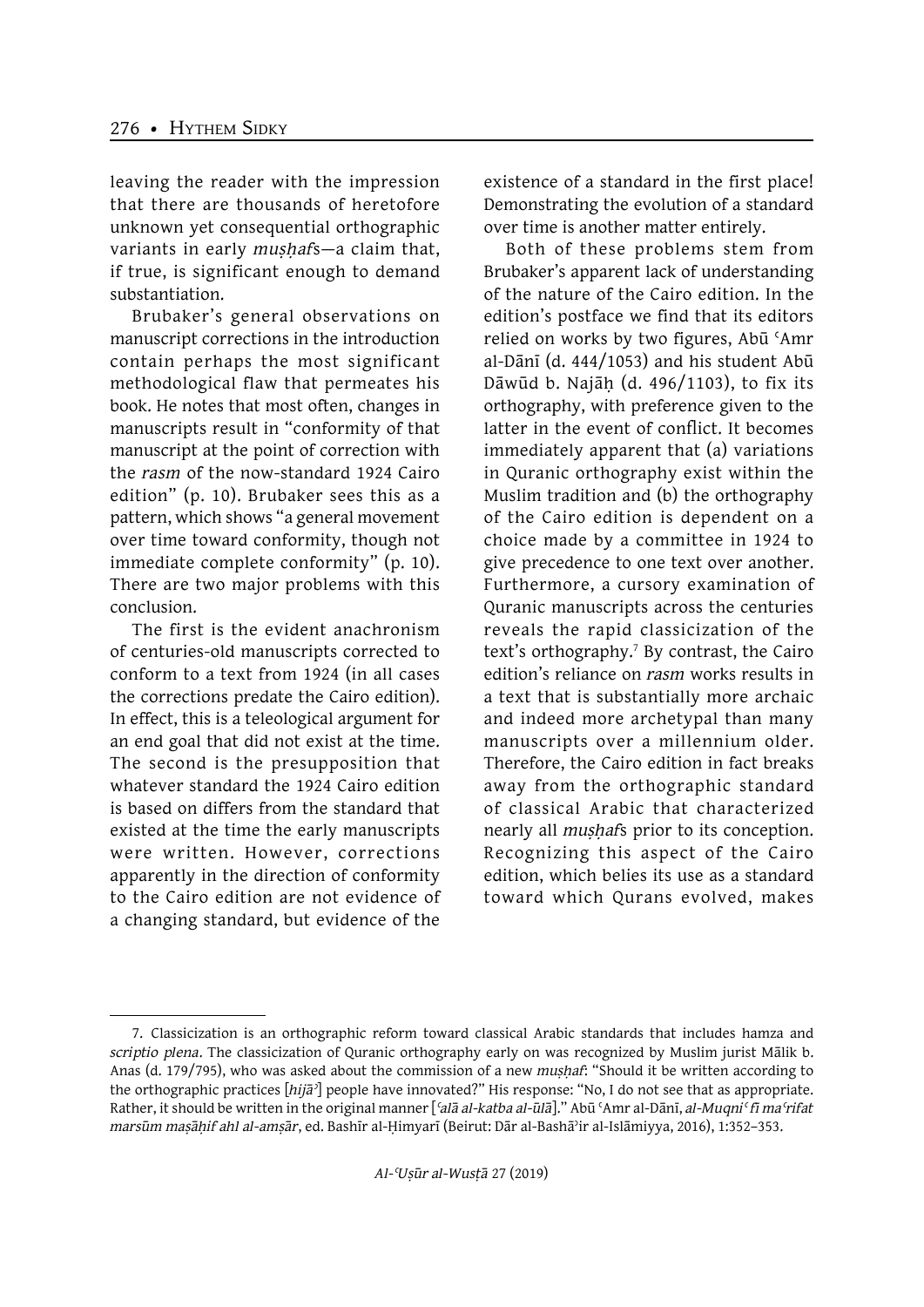leaving the reader with the impression that there are thousands of heretofore unknown yet consequential orthographic variants in early *muṣḥaf*s—a claim that, if true, is significant enough to demand substantiation.

Brubaker's general observations on manuscript corrections in the introduction contain perhaps the most significant methodological flaw that permeates his book. He notes that most often, changes in manuscripts result in "conformity of that manuscript at the point of correction with the *rasm* of the now-standard 1924 Cairo edition" (p. 10). Brubaker sees this as a pattern, which shows "a general movement over time toward conformity, though not immediate complete conformity" (p. 10). There are two major problems with this conclusion.

The first is the evident anachronism of centuries-old manuscripts corrected to conform to a text from 1924 (in all cases the corrections predate the Cairo edition). In effect, this is a teleological argument for an end goal that did not exist at the time. The second is the presupposition that whatever standard the 1924 Cairo edition is based on differs from the standard that existed at the time the early manuscripts were written. However, corrections apparently in the direction of conformity to the Cairo edition are not evidence of a changing standard, but evidence of the existence of a standard in the first place! Demonstrating the evolution of a standard over time is another matter entirely.

Both of these problems stem from Brubaker's apparent lack of understanding of the nature of the Cairo edition. In the edition's postface we find that its editors relied on works by two figures, Abū ʿAmr al-Dānī (d. 444/1053) and his student Abū Dāwūd b. Najāḥ (d. 496/1103), to fix its orthography, with preference given to the latter in the event of conflict. It becomes immediately apparent that (a) variations in Quranic orthography exist within the Muslim tradition and (b) the orthography of the Cairo edition is dependent on a choice made by a committee in 1924 to give precedence to one text over another. Furthermore, a cursory examination of Quranic manuscripts across the centuries reveals the rapid classicization of the text's orthography.[7] By contrast, the Cairo edition's reliance on *rasm* works results in a text that is substantially more archaic and indeed more archetypal than many manuscripts over a millennium older. Therefore, the Cairo edition in fact breaks away from the orthographic standard of classical Arabic that characterized nearly all *muṣḥaf*s prior to its conception. Recognizing this aspect of the Cairo edition, which belies its use as a standard toward which Qurans evolved, makes

---

7. Classicization is an orthographic reform toward classical Arabic standards that includes hamza and *scriptio plena*. The classicization of Quranic orthography early on was recognized by Muslim jurist Mālik b. Anas (d. 179/795), who was asked about the commission of a new *muṣḥaf*: "Should it be written according to the orthographic practices [*hijāʾ*] people have innovated?" His response: "No, I do not see that as appropriate. Rather, it should be written in the original manner [*ʿalā al-katba al-ūlā*]." Abū ʿAmr al-Dānī, *al-Muqniʿ fī maʿrifat marsūm maṣāḥif ahl al-amṣār*, ed. Bashīr al-Ḥimyarī (Beirut: Dār al-Bashāʾir al-Islāmiyya, 2016), 1:352–353.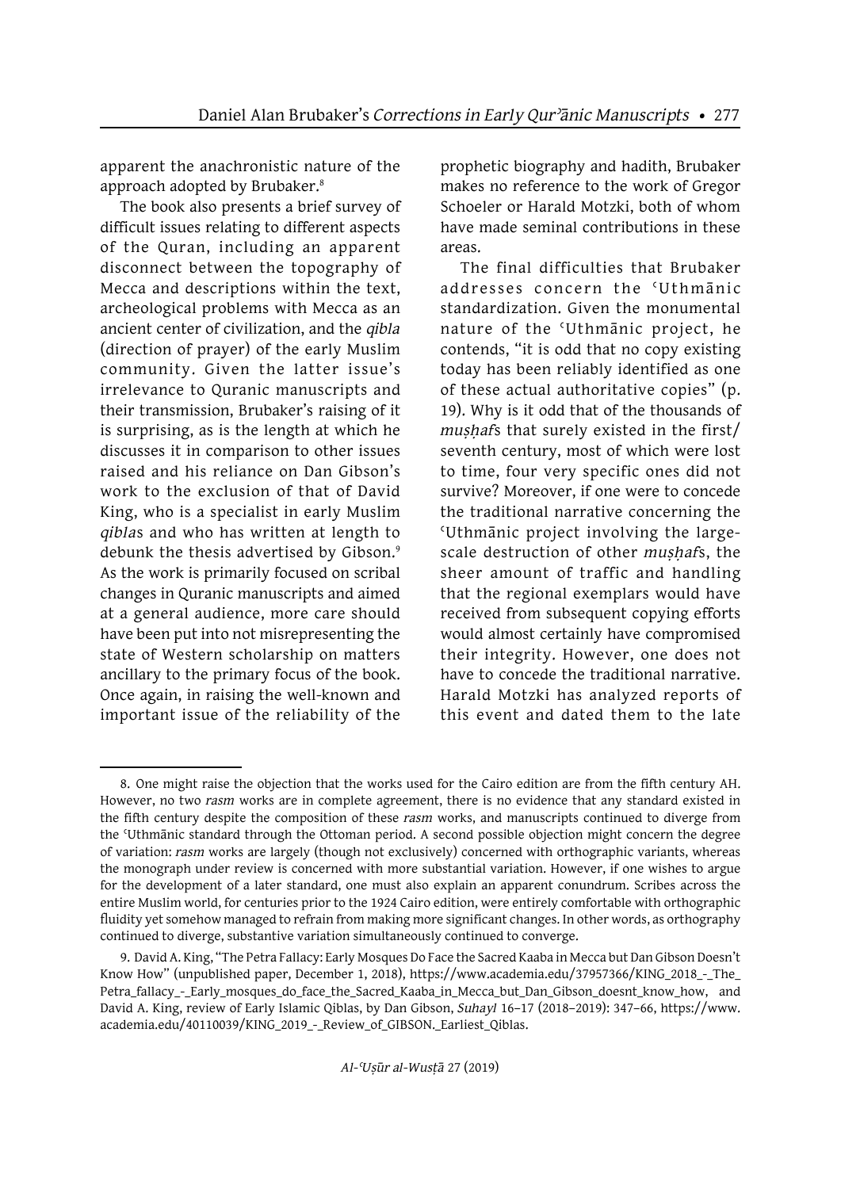apparent the anachronistic nature of the approach adopted by Brubaker.[8]

The book also presents a brief survey of difficult issues relating to different aspects of the Quran, including an apparent disconnect between the topography of Mecca and descriptions within the text, archeological problems with Mecca as an ancient center of civilization, and the *qibla* (direction of prayer) of the early Muslim community. Given the latter issue's irrelevance to Quranic manuscripts and their transmission, Brubaker's raising of it is surprising, as is the length at which he discusses it in comparison to other issues raised and his reliance on Dan Gibson's work to the exclusion of that of David King, who is a specialist in early Muslim *qibla*s and who has written at length to debunk the thesis advertised by Gibson.[9] As the work is primarily focused on scribal changes in Quranic manuscripts and aimed at a general audience, more care should have been put into not misrepresenting the state of Western scholarship on matters ancillary to the primary focus of the book. Once again, in raising the well-known and important issue of the reliability of the prophetic biography and hadith, Brubaker makes no reference to the work of Gregor Schoeler or Harald Motzki, both of whom have made seminal contributions in these areas.

The final difficulties that Brubaker addresses concern the ʿUthmānic standardization. Given the monumental nature of the ʿUthmānic project, he contends, "it is odd that no copy existing today has been reliably identified as one of these actual authoritative copies" (p. 19). Why is it odd that of the thousands of *muṣḥaf*s that surely existed in the first/seventh century, most of which were lost to time, four very specific ones did not survive? Moreover, if one were to concede the traditional narrative concerning the ʿUthmānic project involving the large-scale destruction of other *muṣḥaf*s, the sheer amount of traffic and handling that the regional exemplars would have received from subsequent copying efforts would almost certainly have compromised their integrity. However, one does not have to concede the traditional narrative. Harald Motzki has analyzed reports of this event and dated them to the late

---

8. One might raise the objection that the works used for the Cairo edition are from the fifth century AH. However, no two *rasm* works are in complete agreement, there is no evidence that any standard existed in the fifth century despite the composition of these *rasm* works, and manuscripts continued to diverge from the ʿUthmānic standard through the Ottoman period. A second possible objection might concern the degree of variation: *rasm* works are largely (though not exclusively) concerned with orthographic variants, whereas the monograph under review is concerned with more substantial variation. However, if one wishes to argue for the development of a later standard, one must also explain an apparent conundrum. Scribes across the entire Muslim world, for centuries prior to the 1924 Cairo edition, were entirely comfortable with orthographic fluidity yet somehow managed to refrain from making more significant changes. In other words, as orthography continued to diverge, substantive variation simultaneously continued to converge.

9. David A. King, "The Petra Fallacy: Early Mosques Do Face the Sacred Kaaba in Mecca but Dan Gibson Doesn't Know How" (unpublished paper, December 1, 2018), https://www.academia.edu/37957366/KING_2018_-_The_Petra_fallacy_-_Early_mosques_do_face_the_Sacred_Kaaba_in_Mecca_but_Dan_Gibson_doesnt_know_how, and David A. King, review of Early Islamic Qiblas, by Dan Gibson, *Suhayl* 16–17 (2018–2019): 347–66, https://www.academia.edu/40110039/KING_2019_-_Review_of_GIBSON._Earliest_Qiblas.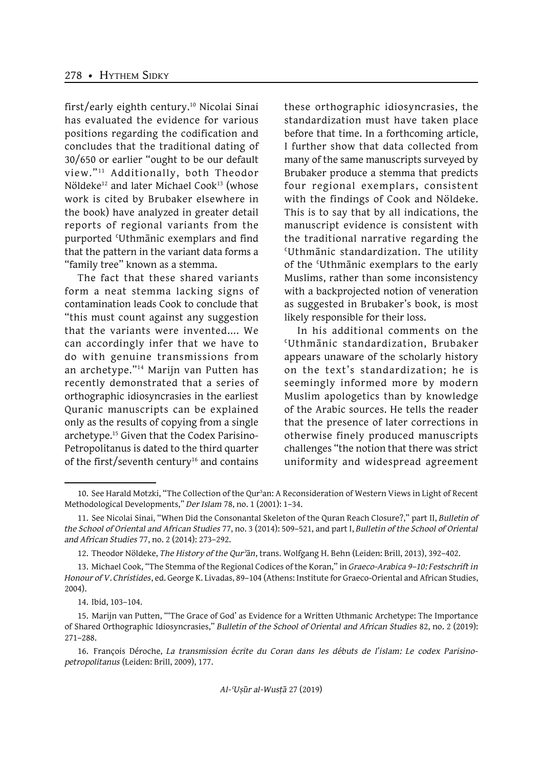first/early eighth century.[10] Nicolai Sinai has evaluated the evidence for various positions regarding the codification and concludes that the traditional dating of 30/650 or earlier "ought to be our default view."[11] Additionally, both Theodor Nöldeke[12] and later Michael Cook[13] (whose work is cited by Brubaker elsewhere in the book) have analyzed in greater detail reports of regional variants from the purported ʿUthmānic exemplars and find that the pattern in the variant data forms a "family tree" known as a stemma.

The fact that these shared variants form a neat stemma lacking signs of contamination leads Cook to conclude that "this must count against any suggestion that the variants were invented.... We can accordingly infer that we have to do with genuine transmissions from an archetype."[14] Marijn van Putten has recently demonstrated that a series of orthographic idiosyncrasies in the earliest Quranic manuscripts can be explained only as the results of copying from a single archetype.[15] Given that the Codex Parisino-Petropolitanus is dated to the third quarter of the first/seventh century[16] and contains these orthographic idiosyncrasies, the standardization must have taken place before that time. In a forthcoming article, I further show that data collected from many of the same manuscripts surveyed by Brubaker produce a stemma that predicts four regional exemplars, consistent with the findings of Cook and Nöldeke. This is to say that by all indications, the manuscript evidence is consistent with the traditional narrative regarding the ʿUthmānic standardization. The utility of the ʿUthmānic exemplars to the early Muslims, rather than some inconsistency with a backprojected notion of veneration as suggested in Brubaker's book, is most likely responsible for their loss.

In his additional comments on the ʿUthmānic standardization, Brubaker appears unaware of the scholarly history on the text's standardization; he is seemingly informed more by modern Muslim apologetics than by knowledge of the Arabic sources. He tells the reader that the presence of later corrections in otherwise finely produced manuscripts challenges "the notion that there was strict uniformity and widespread agreement

---

10. See Harald Motzki, "The Collection of the Qurʾan: A Reconsideration of Western Views in Light of Recent Methodological Developments," *Der Islam* 78, no. 1 (2001): 1–34.

11. See Nicolai Sinai, "When Did the Consonantal Skeleton of the Quran Reach Closure?," part II, *Bulletin of the School of Oriental and African Studies* 77, no. 3 (2014): 509–521, and part I, *Bulletin of the School of Oriental and African Studies* 77, no. 2 (2014): 273–292.

12. Theodor Nöldeke, *The History of the Qurʾān*, trans. Wolfgang H. Behn (Leiden: Brill, 2013), 392–402.

13. Michael Cook, "The Stemma of the Regional Codices of the Koran," in *Graeco-Arabica 9–10: Festschrift in Honour of V. Christides*, ed. George K. Livadas, 89–104 (Athens: Institute for Graeco-Oriental and African Studies, 2004).

14. Ibid, 103–104.

15. Marijn van Putten, "'The Grace of God' as Evidence for a Written Uthmanic Archetype: The Importance of Shared Orthographic Idiosyncrasies," *Bulletin of the School of Oriental and African Studies* 82, no. 2 (2019): 271–288.

16. François Déroche, *La transmission écrite du Coran dans les débuts de l'islam: Le codex Parisino-petropolitanus* (Leiden: Brill, 2009), 177.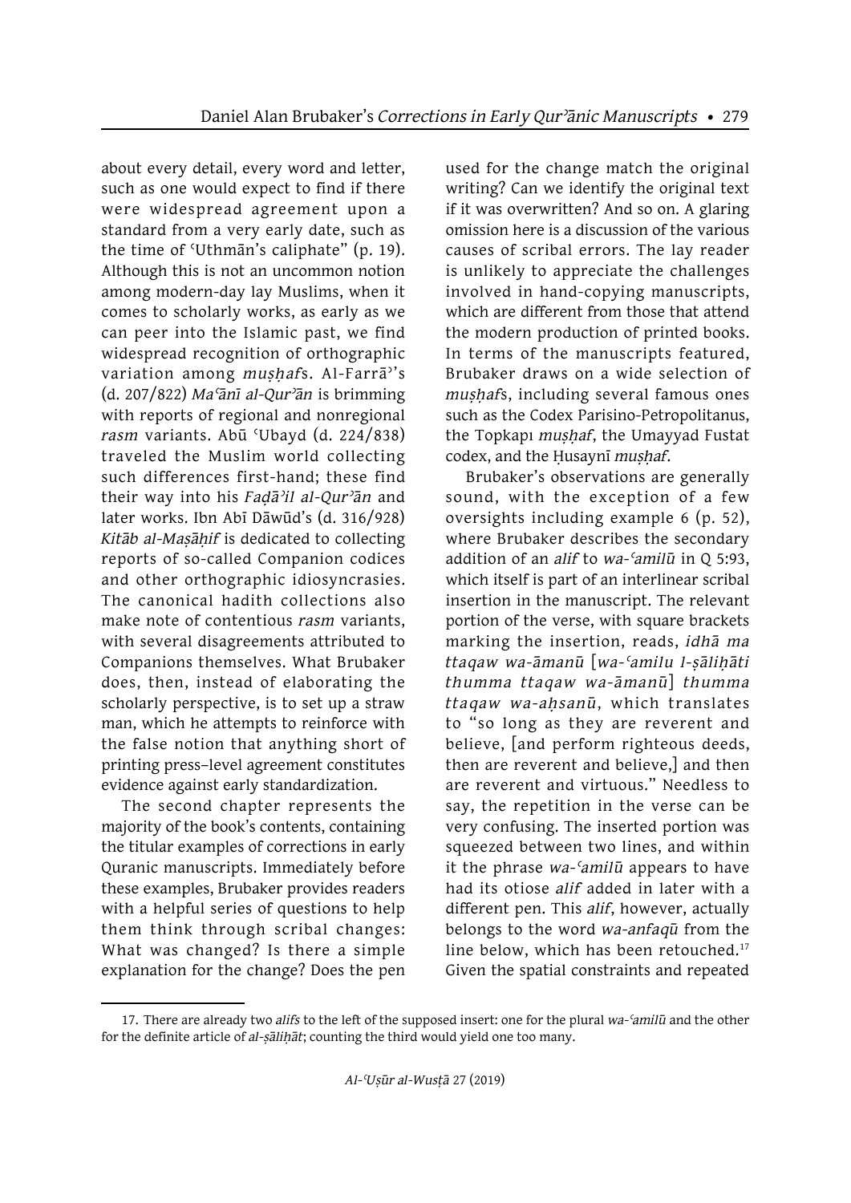about every detail, every word and letter, such as one would expect to find if there were widespread agreement upon a standard from a very early date, such as the time of ʿUthmān's caliphate" (p. 19). Although this is not an uncommon notion among modern-day lay Muslims, when it comes to scholarly works, as early as we can peer into the Islamic past, we find widespread recognition of orthographic variation among *muṣḥaf*s. Al-Farrāʾ's (d. 207/822) *Maʿānī al-Qurʾān* is brimming with reports of regional and nonregional *rasm* variants. Abū ʿUbayd (d. 224/838) traveled the Muslim world collecting such differences first-hand; these find their way into his *Faḍāʾil al-Qurʾān* and later works. Ibn Abī Dāwūd's (d. 316/928) *Kitāb al-Maṣāḥif* is dedicated to collecting reports of so-called Companion codices and other orthographic idiosyncrasies. The canonical hadith collections also make note of contentious *rasm* variants, with several disagreements attributed to Companions themselves. What Brubaker does, then, instead of elaborating the scholarly perspective, is to set up a straw man, which he attempts to reinforce with the false notion that anything short of printing press–level agreement constitutes evidence against early standardization.

The second chapter represents the majority of the book's contents, containing the titular examples of corrections in early Quranic manuscripts. Immediately before these examples, Brubaker provides readers with a helpful series of questions to help them think through scribal changes: What was changed? Is there a simple explanation for the change? Does the pen used for the change match the original writing? Can we identify the original text if it was overwritten? And so on. A glaring omission here is a discussion of the various causes of scribal errors. The lay reader is unlikely to appreciate the challenges involved in hand-copying manuscripts, which are different from those that attend the modern production of printed books. In terms of the manuscripts featured, Brubaker draws on a wide selection of *muṣḥaf*s, including several famous ones such as the Codex Parisino-Petropolitanus, the Topkapı *muṣḥaf*, the Umayyad Fustat codex, and the Ḥusaynī *muṣḥaf*.

Brubaker's observations are generally sound, with the exception of a few oversights including example 6 (p. 52), where Brubaker describes the secondary addition of an *alif* to *wa-ʿamilū* in Q 5:93, which itself is part of an interlinear scribal insertion in the manuscript. The relevant portion of the verse, with square brackets marking the insertion, reads, *idhā ma ttaqaw wa-āmanū* [*wa-ʿamilu l-ṣāliḥāti thumma ttaqaw wa-āmanū*] *thumma ttaqaw wa-aḥsanū*, which translates to "so long as they are reverent and believe, [and perform righteous deeds, then are reverent and believe,] and then are reverent and virtuous." Needless to say, the repetition in the verse can be very confusing. The inserted portion was squeezed between two lines, and within it the phrase *wa-ʿamilū* appears to have had its otiose *alif* added in later with a different pen. This *alif*, however, actually belongs to the word *wa-anfaqū* from the line below, which has been retouched.[17] Given the spatial constraints and repeated

17. There are already two *alif*s to the left of the supposed insert: one for the plural *wa-ʿamilū* and the other for the definite article of *al-ṣāliḥāt*; counting the third would yield one too many.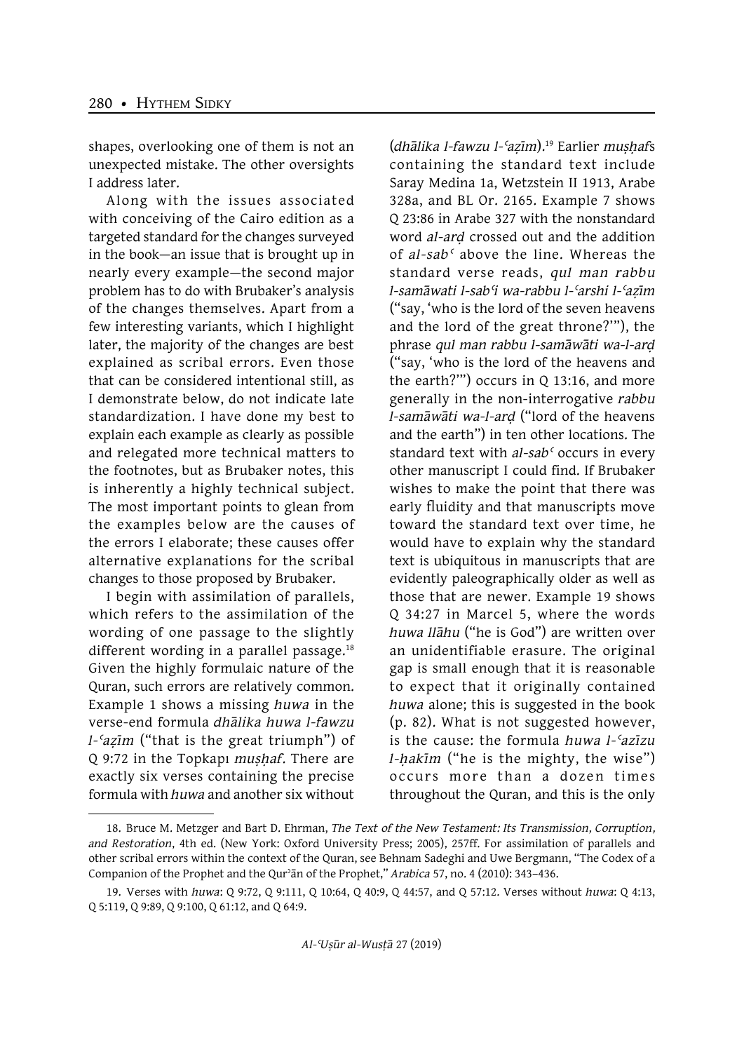shapes, overlooking one of them is not an unexpected mistake. The other oversights I address later.

Along with the issues associated with conceiving of the Cairo edition as a targeted standard for the changes surveyed in the book—an issue that is brought up in nearly every example—the second major problem has to do with Brubaker's analysis of the changes themselves. Apart from a few interesting variants, which I highlight later, the majority of the changes are best explained as scribal errors. Even those that can be considered intentional still, as I demonstrate below, do not indicate late standardization. I have done my best to explain each example as clearly as possible and relegated more technical matters to the footnotes, but as Brubaker notes, this is inherently a highly technical subject. The most important points to glean from the examples below are the causes of the errors I elaborate; these causes offer alternative explanations for the scribal changes to those proposed by Brubaker.

I begin with assimilation of parallels, which refers to the assimilation of the wording of one passage to the slightly different wording in a parallel passage.[18] Given the highly formulaic nature of the Quran, such errors are relatively common. Example 1 shows a missing *huwa* in the verse-end formula *dhālika huwa l-fawzu l-ʿaẓīm* ("that is the great triumph") of Q 9:72 in the Topkapı *muṣḥaf*. There are exactly six verses containing the precise formula with *huwa* and another six without (*dhālika l-fawzu l-ʿaẓīm*).[19] Earlier *muṣḥaf*s containing the standard text include Saray Medina 1a, Wetzstein II 1913, Arabe 328a, and BL Or. 2165. Example 7 shows Q 23:86 in Arabe 327 with the nonstandard word *al-arḍ* crossed out and the addition of *al-sabʿ* above the line. Whereas the standard verse reads, *qul man rabbu l-samāwati l-sabʿi wa-rabbu l-ʿarshi l-ʿaẓīm* ("say, 'who is the lord of the seven heavens and the lord of the great throne?'"), the phrase *qul man rabbu l-samāwāti wa-l-arḍ* ("say, 'who is the lord of the heavens and the earth?'") occurs in Q 13:16, and more generally in the non-interrogative *rabbu l-samāwāti wa-l-arḍ* ("lord of the heavens and the earth") in ten other locations. The standard text with *al-sabʿ* occurs in every other manuscript I could find. If Brubaker wishes to make the point that there was early fluidity and that manuscripts move toward the standard text over time, he would have to explain why the standard text is ubiquitous in manuscripts that are evidently paleographically older as well as those that are newer. Example 19 shows Q 34:27 in Marcel 5, where the words *huwa llāhu* ("he is God") are written over an unidentifiable erasure. The original gap is small enough that it is reasonable to expect that it originally contained *huwa* alone; this is suggested in the book (p. 82). What is not suggested however, is the cause: the formula *huwa l-ʿazīzu l-ḥakīm* ("he is the mighty, the wise") occurs more than a dozen times throughout the Quran, and this is the only

18. Bruce M. Metzger and Bart D. Ehrman, *The Text of the New Testament: Its Transmission, Corruption, and Restoration*, 4th ed. (New York: Oxford University Press; 2005), 257ff. For assimilation of parallels and other scribal errors within the context of the Quran, see Behnam Sadeghi and Uwe Bergmann, "The Codex of a Companion of the Prophet and the Qurʾān of the Prophet," *Arabica* 57, no. 4 (2010): 343–436.

19. Verses with *huwa*: Q 9:72, Q 9:111, Q 10:64, Q 40:9, Q 44:57, and Q 57:12. Verses without *huwa*: Q 4:13, Q 5:119, Q 9:89, Q 9:100, Q 61:12, and Q 64:9.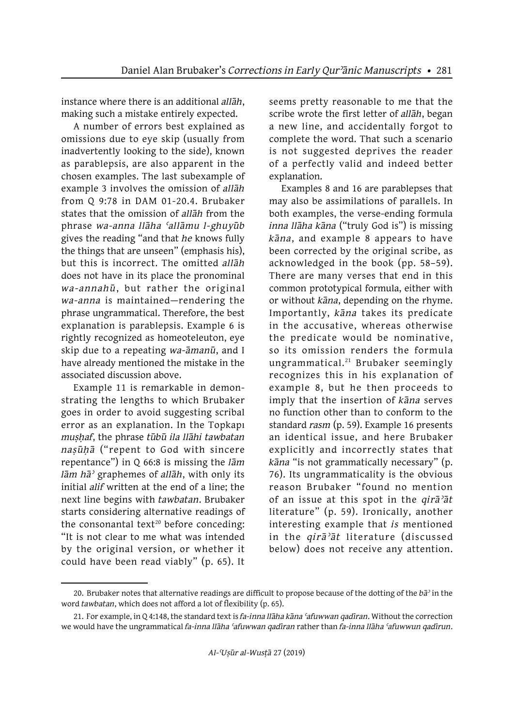instance where there is an additional *allāh*, making such a mistake entirely expected.

A number of errors best explained as omissions due to eye skip (usually from inadvertently looking to the side), known as parablepsis, are also apparent in the chosen examples. The last subexample of example 3 involves the omission of *allāh* from Q 9:78 in DAM 01-20.4. Brubaker states that the omission of *allāh* from the phrase *wa-anna llāha ʿallāmu l-ghuyūb* gives the reading "and that *he* knows fully the things that are unseen" (emphasis his), but this is incorrect. The omitted *allāh* does not have in its place the pronominal *wa-annahū*, but rather the original *wa-anna* is maintained—rendering the phrase ungrammatical. Therefore, the best explanation is parablepsis. Example 6 is rightly recognized as homeoteleuton, eye skip due to a repeating *wa-āmanū*, and I have already mentioned the mistake in the associated discussion above.

Example 11 is remarkable in demonstrating the lengths to which Brubaker goes in order to avoid suggesting scribal error as an explanation. In the Topkapı *muṣḥaf*, the phrase *tūbū ila llāhi tawbatan naṣūḥā* ("repent to God with sincere repentance") in Q 66:8 is missing the *lām lām hāʾ* graphemes of *allāh*, with only its initial *alif* written at the end of a line; the next line begins with *tawbatan*. Brubaker starts considering alternative readings of the consonantal text[20] before conceding: "It is not clear to me what was intended by the original version, or whether it could have been read viably" (p. 65). It seems pretty reasonable to me that the scribe wrote the first letter of *allāh*, began a new line, and accidentally forgot to complete the word. That such a scenario is not suggested deprives the reader of a perfectly valid and indeed better explanation.

Examples 8 and 16 are parablepses that may also be assimilations of parallels. In both examples, the verse-ending formula *inna llāha kāna* ("truly God is") is missing *kāna*, and example 8 appears to have been corrected by the original scribe, as acknowledged in the book (pp. 58–59). There are many verses that end in this common prototypical formula, either with or without *kāna*, depending on the rhyme. Importantly, *kāna* takes its predicate in the accusative, whereas otherwise the predicate would be nominative, so its omission renders the formula ungrammatical.[21] Brubaker seemingly recognizes this in his explanation of example 8, but he then proceeds to imply that the insertion of *kāna* serves no function other than to conform to the standard *rasm* (p. 59). Example 16 presents an identical issue, and here Brubaker explicitly and incorrectly states that *kāna* "is not grammatically necessary" (p. 76). Its ungrammaticality is the obvious reason Brubaker "found no mention of an issue at this spot in the *qirāʾāt* literature" (p. 59). Ironically, another interesting example that *is* mentioned in the *qirāʾāt* literature (discussed below) does not receive any attention.

---

20. Brubaker notes that alternative readings are difficult to propose because of the dotting of the *bāʾ* in the word *tawbatan*, which does not afford a lot of flexibility (p. 65).

21. For example, in Q 4:148, the standard text is *fa-inna llāha kāna ʿafuwwan qadīran*. Without the correction we would have the ungrammatical *fa-inna llāha ʿafuwwan qadīran* rather than *fa-inna llāha ʿafuwwun qadīrun*.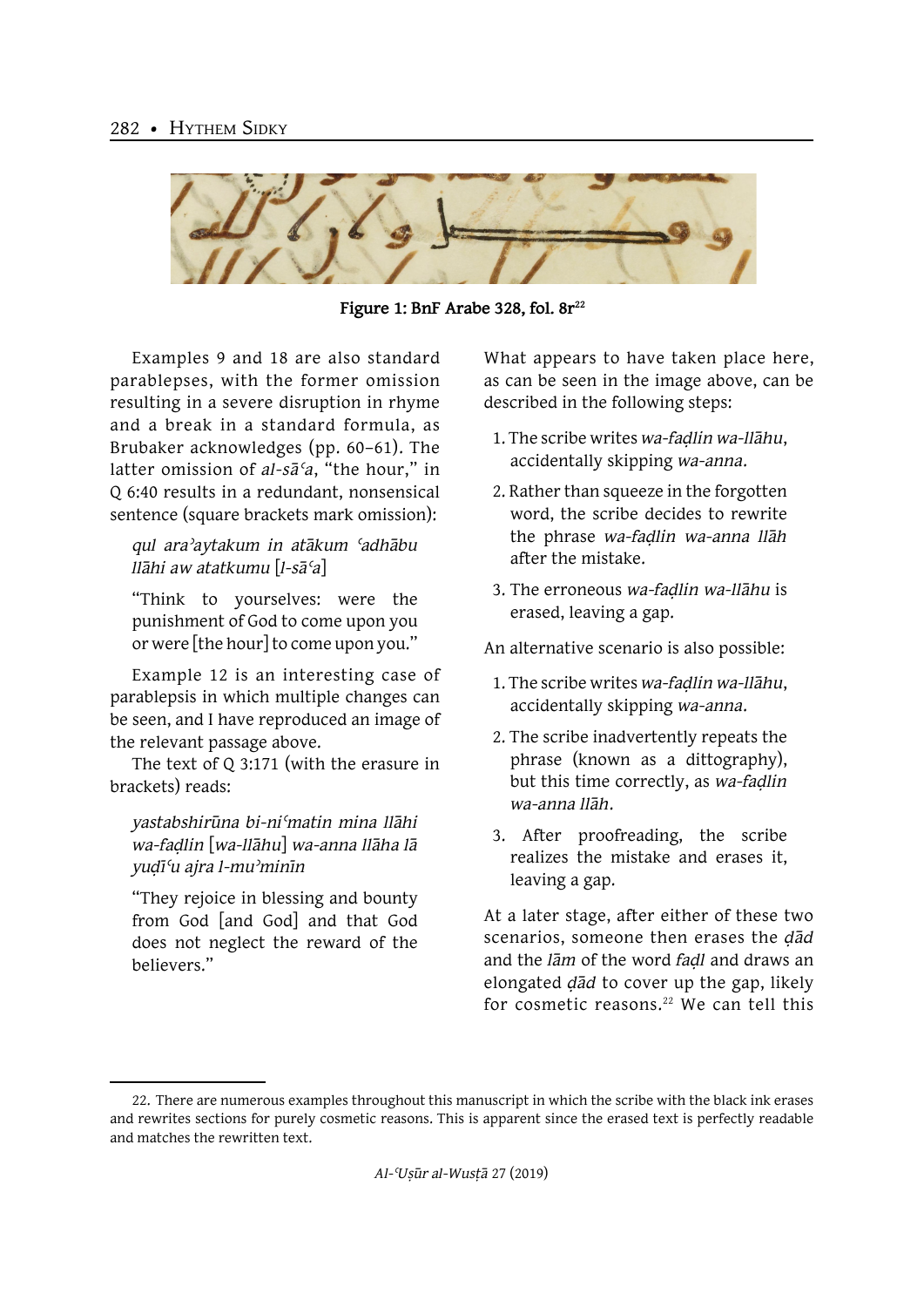Figure 1: BnF Arabe 328, fol. 8r[22]

Examples 9 and 18 are also standard parablepses, with the former omission resulting in a severe disruption in rhyme and a break in a standard formula, as Brubaker acknowledges (pp. 60–61). The latter omission of *al-sāʿa*, "the hour," in Q 6:40 results in a redundant, nonsensical sentence (square brackets mark omission):

> *qul araʾaytakum in atākum ʿadhābu llāhi aw atatkumu* [*l-sāʿa*]
>
> "Think to yourselves: were the punishment of God to come upon you or were [the hour] to come upon you."

Example 12 is an interesting case of parablepsis in which multiple changes can be seen, and I have reproduced an image of the relevant passage above.

The text of Q 3:171 (with the erasure in brackets) reads:

> *yastabshirūna bi-niʿmatin mina llāhi wa-faḍlin* [*wa-llāhu*] *wa-anna llāha lā yuḍīʿu ajra l-muʾminīn*
>
> "They rejoice in blessing and bounty from God [and God] and that God does not neglect the reward of the believers."

What appears to have taken place here, as can be seen in the image above, can be described in the following steps:

1. The scribe writes *wa-faḍlin wa-llāhu*, accidentally skipping *wa-anna.*
2. Rather than squeeze in the forgotten word, the scribe decides to rewrite the phrase *wa-faḍlin wa-anna llāh* after the mistake.
3. The erroneous *wa-faḍlin wa-llāhu* is erased, leaving a gap.

An alternative scenario is also possible:

1. The scribe writes *wa-faḍlin wa-llāhu*, accidentally skipping *wa-anna.*
2. The scribe inadvertently repeats the phrase (known as a dittography), but this time correctly, as *wa-faḍlin wa-anna llāh*.
3. After proofreading, the scribe realizes the mistake and erases it, leaving a gap.

At a later stage, after either of these two scenarios, someone then erases the *ḍād* and the *lām* of the word *faḍl* and draws an elongated *ḍād* to cover up the gap, likely for cosmetic reasons.[22] We can tell this

---

22. There are numerous examples throughout this manuscript in which the scribe with the black ink erases and rewrites sections for purely cosmetic reasons. This is apparent since the erased text is perfectly readable and matches the rewritten text.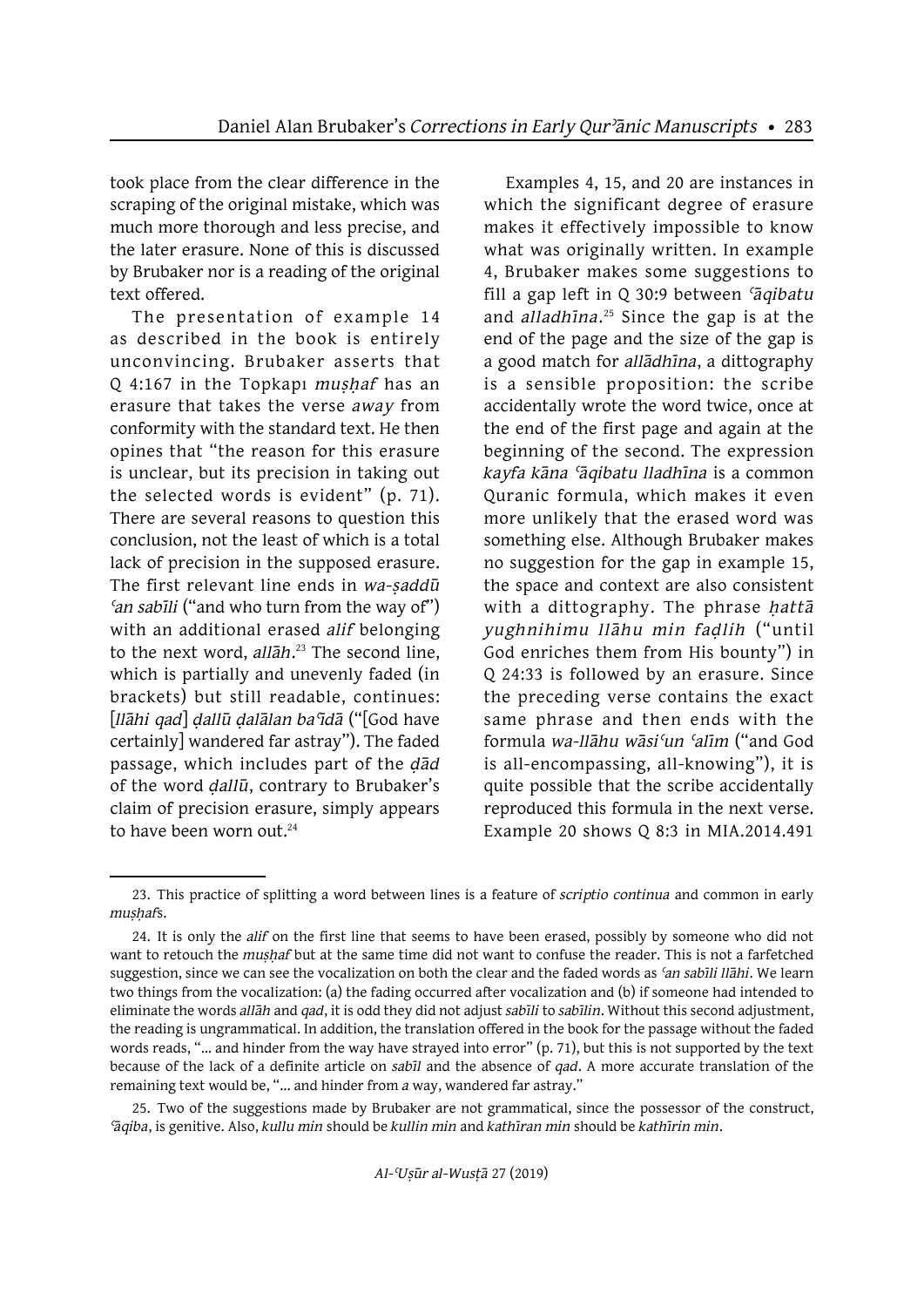took place from the clear difference in the scraping of the original mistake, which was much more thorough and less precise, and the later erasure. None of this is discussed by Brubaker nor is a reading of the original text offered.

The presentation of example 14 as described in the book is entirely unconvincing. Brubaker asserts that Q 4:167 in the Topkapı *muṣḥaf* has an erasure that takes the verse *away* from conformity with the standard text. He then opines that "the reason for this erasure is unclear, but its precision in taking out the selected words is evident" (p. 71). There are several reasons to question this conclusion, not the least of which is a total lack of precision in the supposed erasure. The first relevant line ends in *wa-ṣaddū ʿan sabīli* ("and who turn from the way of") with an additional erased *alif* belonging to the next word, *allāh*.[23] The second line, which is partially and unevenly faded (in brackets) but still readable, continues: [*llāhi qad*] *ḍallū ḍalālan baʿīdā* ("[God have certainly] wandered far astray"). The faded passage, which includes part of the *ḍād* of the word *ḍallū*, contrary to Brubaker's claim of precision erasure, simply appears to have been worn out.[24]

Examples 4, 15, and 20 are instances in which the significant degree of erasure makes it effectively impossible to know what was originally written. In example 4, Brubaker makes some suggestions to fill a gap left in Q 30:9 between *ʿāqibatu* and *alladhīna*.[25] Since the gap is at the end of the page and the size of the gap is a good match for *allādhīna*, a dittography is a sensible proposition: the scribe accidentally wrote the word twice, once at the end of the first page and again at the beginning of the second. The expression *kayfa kāna ʿāqibatu lladhīna* is a common Quranic formula, which makes it even more unlikely that the erased word was something else. Although Brubaker makes no suggestion for the gap in example 15, the space and context are also consistent with a dittography. The phrase *ḥattā yughnihimu llāhu min faḍlih* ("until God enriches them from His bounty") in Q 24:33 is followed by an erasure. Since the preceding verse contains the exact same phrase and then ends with the formula *wa-llāhu wāsiʿun ʿalīm* ("and God is all-encompassing, all-knowing"), it is quite possible that the scribe accidentally reproduced this formula in the next verse. Example 20 shows Q 8:3 in MIA.2014.491

---

23. This practice of splitting a word between lines is a feature of *scriptio continua* and common in early *muṣḥaf*s.

24. It is only the *alif* on the first line that seems to have been erased, possibly by someone who did not want to retouch the *muṣḥaf* but at the same time did not want to confuse the reader. This is not a farfetched suggestion, since we can see the vocalization on both the clear and the faded words as *ʿan sabīli llāhi*. We learn two things from the vocalization: (a) the fading occurred after vocalization and (b) if someone had intended to eliminate the words *allāh* and *qad*, it is odd they did not adjust *sabīli* to *sabīlin*. Without this second adjustment, the reading is ungrammatical. In addition, the translation offered in the book for the passage without the faded words reads, "... and hinder from the way have strayed into error" (p. 71), but this is not supported by the text because of the lack of a definite article on *sabīl* and the absence of *qad*. A more accurate translation of the remaining text would be, "... and hinder from *a* way, wandered far astray."

25. Two of the suggestions made by Brubaker are not grammatical, since the possessor of the construct, *ʿāqiba*, is genitive. Also, *kullu min* should be *kullin min* and *kathīran min* should be *kathīrin min*.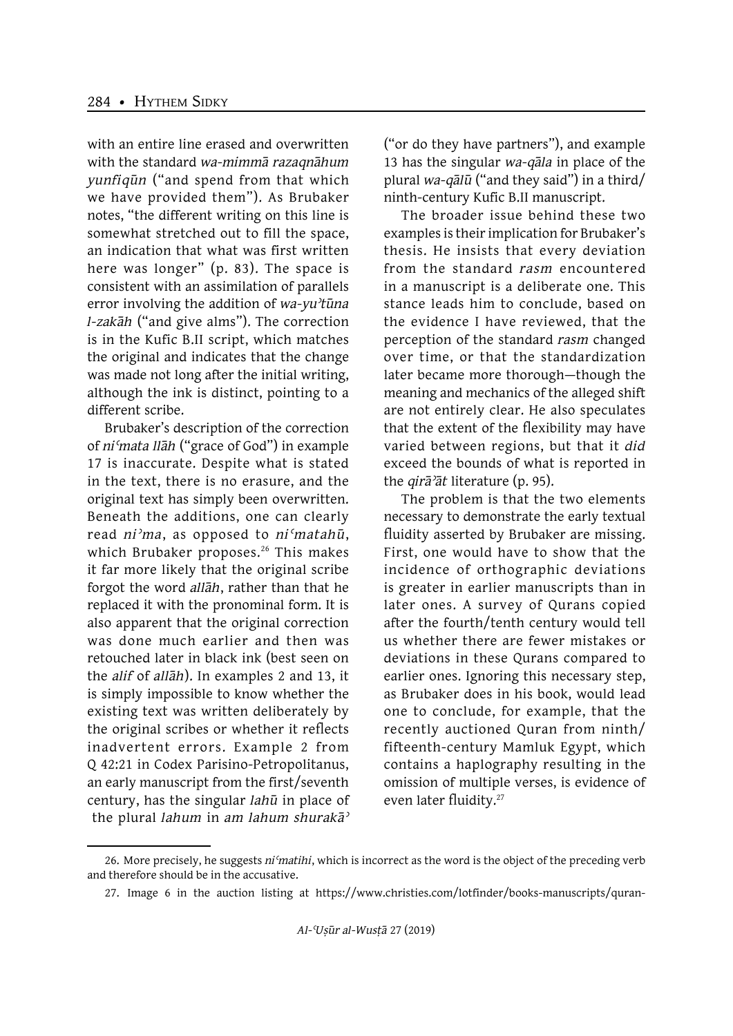with an entire line erased and overwritten with the standard *wa-mimmā razaqnāhum yunfiqūn* ("and spend from that which we have provided them"). As Brubaker notes, "the different writing on this line is somewhat stretched out to fill the space, an indication that what was first written here was longer" (p. 83). The space is consistent with an assimilation of parallels error involving the addition of *wa-yuʾtūna l-zakāh* ("and give alms"). The correction is in the Kufic B.II script, which matches the original and indicates that the change was made not long after the initial writing, although the ink is distinct, pointing to a different scribe.

Brubaker's description of the correction of *niʿmata llāh* ("grace of God") in example 17 is inaccurate. Despite what is stated in the text, there is no erasure, and the original text has simply been overwritten. Beneath the additions, one can clearly read *niʾma*, as opposed to *niʿmatahū*, which Brubaker proposes.[26] This makes it far more likely that the original scribe forgot the word *allāh*, rather than that he replaced it with the pronominal form. It is also apparent that the original correction was done much earlier and then was retouched later in black ink (best seen on the *alif* of *allāh*). In examples 2 and 13, it is simply impossible to know whether the existing text was written deliberately by the original scribes or whether it reflects inadvertent errors. Example 2 from Q 42:21 in Codex Parisino-Petropolitanus, an early manuscript from the first/seventh century, has the singular *lahū* in place of the plural *lahum* in *am lahum shurakāʾ* ("or do they have partners"), and example 13 has the singular *wa-qāla* in place of the plural *wa-qālū* ("and they said") in a third/ninth-century Kufic B.II manuscript.

The broader issue behind these two examples is their implication for Brubaker's thesis. He insists that every deviation from the standard *rasm* encountered in a manuscript is a deliberate one. This stance leads him to conclude, based on the evidence I have reviewed, that the perception of the standard *rasm* changed over time, or that the standardization later became more thorough—though the meaning and mechanics of the alleged shift are not entirely clear. He also speculates that the extent of the flexibility may have varied between regions, but that it *did* exceed the bounds of what is reported in the *qirāʾāt* literature (p. 95).

The problem is that the two elements necessary to demonstrate the early textual fluidity asserted by Brubaker are missing. First, one would have to show that the incidence of orthographic deviations is greater in earlier manuscripts than in later ones. A survey of Qurans copied after the fourth/tenth century would tell us whether there are fewer mistakes or deviations in these Qurans compared to earlier ones. Ignoring this necessary step, as Brubaker does in his book, would lead one to conclude, for example, that the recently auctioned Quran from ninth/fifteenth-century Mamluk Egypt, which contains a haplography resulting in the omission of multiple verses, is evidence of even later fluidity.[27]

---

26. More precisely, he suggests *niʿmatihi*, which is incorrect as the word is the object of the preceding verb and therefore should be in the accusative.

27. Image 6 in the auction listing at https://www.christies.com/lotfinder/books-manuscripts/quran-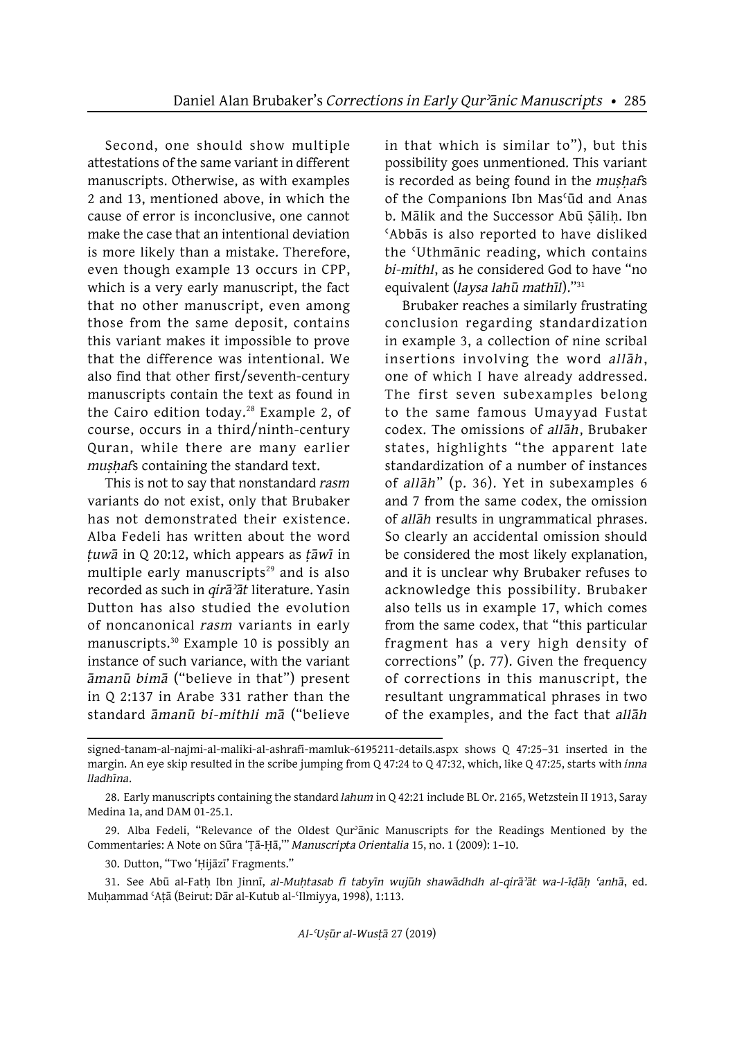Second, one should show multiple attestations of the same variant in different manuscripts. Otherwise, as with examples 2 and 13, mentioned above, in which the cause of error is inconclusive, one cannot make the case that an intentional deviation is more likely than a mistake. Therefore, even though example 13 occurs in CPP, which is a very early manuscript, the fact that no other manuscript, even among those from the same deposit, contains this variant makes it impossible to prove that the difference was intentional. We also find that other first/seventh-century manuscripts contain the text as found in the Cairo edition today.[28] Example 2, of course, occurs in a third/ninth-century Quran, while there are many earlier *muṣḥaf*s containing the standard text.

This is not to say that nonstandard *rasm* variants do not exist, only that Brubaker has not demonstrated their existence. Alba Fedeli has written about the word *ṭuwā* in Q 20:12, which appears as *ṭāwī* in multiple early manuscripts[29] and is also recorded as such in *qirāʾāt* literature. Yasin Dutton has also studied the evolution of noncanonical *rasm* variants in early manuscripts.[30] Example 10 is possibly an instance of such variance, with the variant *āmanū bimā* ("believe in that") present in Q 2:137 in Arabe 331 rather than the standard *āmanū bi-mithli mā* ("believe in that which is similar to"), but this possibility goes unmentioned. This variant is recorded as being found in the *muṣḥaf*s of the Companions Ibn Masʿūd and Anas b. Mālik and the Successor Abū Ṣāliḥ. Ibn ʿAbbās is also reported to have disliked the ʿUthmānic reading, which contains *bi-mithl*, as he considered God to have "no equivalent (*laysa lahū mathīl*)."[31]

Brubaker reaches a similarly frustrating conclusion regarding standardization in example 3, a collection of nine scribal insertions involving the word *allāh*, one of which I have already addressed. The first seven subexamples belong to the same famous Umayyad Fustat codex. The omissions of *allāh*, Brubaker states, highlights "the apparent late standardization of a number of instances of *allāh*" (p. 36). Yet in subexamples 6 and 7 from the same codex, the omission of *allāh* results in ungrammatical phrases. So clearly an accidental omission should be considered the most likely explanation, and it is unclear why Brubaker refuses to acknowledge this possibility. Brubaker also tells us in example 17, which comes from the same codex, that "this particular fragment has a very high density of corrections" (p. 77). Given the frequency of corrections in this manuscript, the resultant ungrammatical phrases in two of the examples, and the fact that *allāh*

---

signed-tanam-al-najmi-al-maliki-al-ashrafi-mamluk-6195211-details.aspx shows Q 47:25–31 inserted in the margin. An eye skip resulted in the scribe jumping from Q 47:24 to Q 47:32, which, like Q 47:25, starts with *inna lladhīna*.

28. Early manuscripts containing the standard *lahum* in Q 42:21 include BL Or. 2165, Wetzstein II 1913, Saray Medina 1a, and DAM 01-25.1.

29. Alba Fedeli, "Relevance of the Oldest Qurʾānic Manuscripts for the Readings Mentioned by the Commentaries: A Note on Sūra 'Ṭā-Ḥā,'" *Manuscripta Orientalia* 15, no. 1 (2009): 1–10.

30. Dutton, "Two 'Ḥijāzī' Fragments."

31. See Abū al-Fatḥ Ibn Jinnī, *al-Muḥtasab fī tabyīn wujūh shawādhdh al-qirāʾāt wa-l-īḍāḥ ʿanhā*, ed. Muḥammad ʿAṭā (Beirut: Dār al-Kutub al-ʿIlmiyya, 1998), 1:113.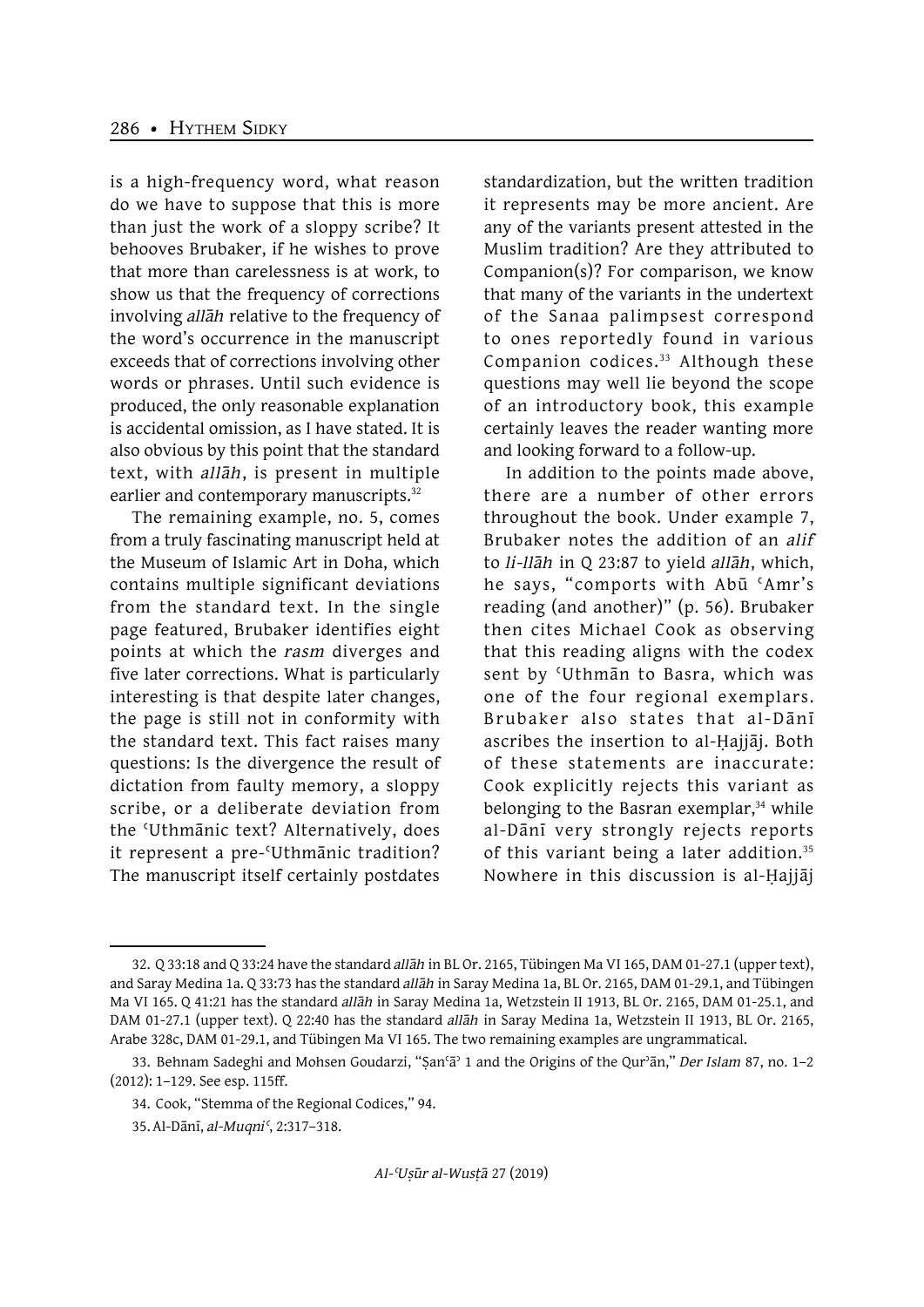is a high-frequency word, what reason do we have to suppose that this is more than just the work of a sloppy scribe? It behooves Brubaker, if he wishes to prove that more than carelessness is at work, to show us that the frequency of corrections involving *allāh* relative to the frequency of the word's occurrence in the manuscript exceeds that of corrections involving other words or phrases. Until such evidence is produced, the only reasonable explanation is accidental omission, as I have stated. It is also obvious by this point that the standard text, with *allāh*, is present in multiple earlier and contemporary manuscripts.[32]

The remaining example, no. 5, comes from a truly fascinating manuscript held at the Museum of Islamic Art in Doha, which contains multiple significant deviations from the standard text. In the single page featured, Brubaker identifies eight points at which the *rasm* diverges and five later corrections. What is particularly interesting is that despite later changes, the page is still not in conformity with the standard text. This fact raises many questions: Is the divergence the result of dictation from faulty memory, a sloppy scribe, or a deliberate deviation from the ʿUthmānic text? Alternatively, does it represent a pre-ʿUthmānic tradition? The manuscript itself certainly postdates standardization, but the written tradition it represents may be more ancient. Are any of the variants present attested in the Muslim tradition? Are they attributed to Companion(s)? For comparison, we know that many of the variants in the undertext of the Sanaa palimpsest correspond to ones reportedly found in various Companion codices.[33] Although these questions may well lie beyond the scope of an introductory book, this example certainly leaves the reader wanting more and looking forward to a follow-up.

In addition to the points made above, there are a number of other errors throughout the book. Under example 7, Brubaker notes the addition of an *alif* to *li-llāh* in Q 23:87 to yield *allāh*, which, he says, "comports with Abū ʿAmr's reading (and another)" (p. 56). Brubaker then cites Michael Cook as observing that this reading aligns with the codex sent by ʿUthmān to Basra, which was one of the four regional exemplars. Brubaker also states that al-Dānī ascribes the insertion to al-Ḥajjāj. Both of these statements are inaccurate: Cook explicitly rejects this variant as belonging to the Basran exemplar,[34] while al-Dānī very strongly rejects reports of this variant being a later addition.[35] Nowhere in this discussion is al-Ḥajjāj

---

32. Q 33:18 and Q 33:24 have the standard *allāh* in BL Or. 2165, Tübingen Ma VI 165, DAM 01-27.1 (upper text), and Saray Medina 1a. Q 33:73 has the standard *allāh* in Saray Medina 1a, BL Or. 2165, DAM 01-29.1, and Tübingen Ma VI 165. Q 41:21 has the standard *allāh* in Saray Medina 1a, Wetzstein II 1913, BL Or. 2165, DAM 01-25.1, and DAM 01-27.1 (upper text). Q 22:40 has the standard *allāh* in Saray Medina 1a, Wetzstein II 1913, BL Or. 2165, Arabe 328c, DAM 01-29.1, and Tübingen Ma VI 165. The two remaining examples are ungrammatical.

33. Behnam Sadeghi and Mohsen Goudarzi, "Ṣanʿāʾ 1 and the Origins of the Qurʾān," *Der Islam* 87, no. 1–2 (2012): 1–129. See esp. 115ff.

34. Cook, "Stemma of the Regional Codices," 94.

35. Al-Dānī, *al-Muqniʿ*, 2:317–318.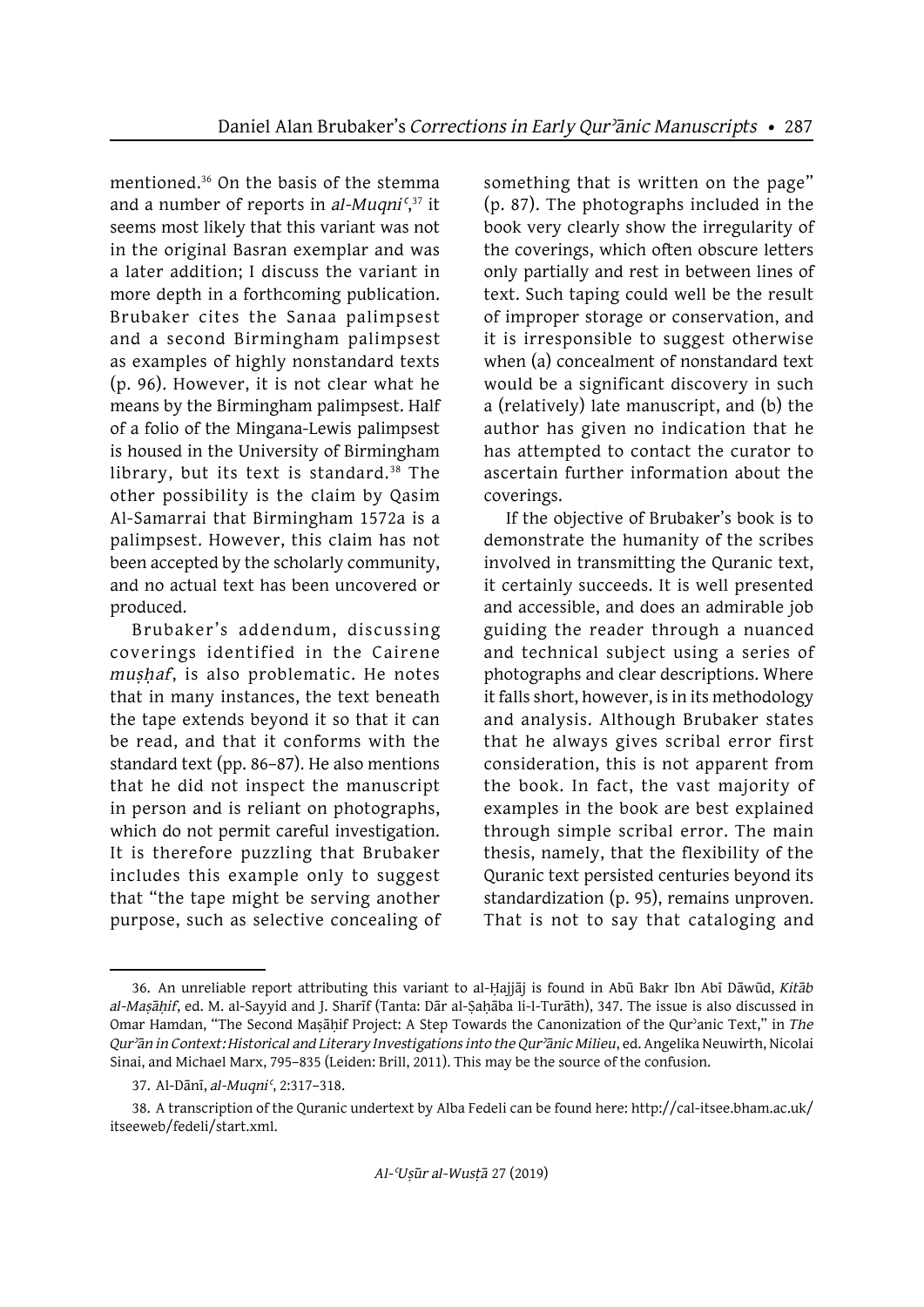mentioned.[36] On the basis of the stemma and a number of reports in *al-Muqniʿ*,[37] it seems most likely that this variant was not in the original Basran exemplar and was a later addition; I discuss the variant in more depth in a forthcoming publication. Brubaker cites the Sanaa palimpsest and a second Birmingham palimpsest as examples of highly nonstandard texts (p. 96). However, it is not clear what he means by the Birmingham palimpsest. Half of a folio of the Mingana-Lewis palimpsest is housed in the University of Birmingham library, but its text is standard.[38] The other possibility is the claim by Qasim Al-Samarrai that Birmingham 1572a is a palimpsest. However, this claim has not been accepted by the scholarly community, and no actual text has been uncovered or produced.

Brubaker's addendum, discussing coverings identified in the Cairene *muṣḥaf*, is also problematic. He notes that in many instances, the text beneath the tape extends beyond it so that it can be read, and that it conforms with the standard text (pp. 86–87). He also mentions that he did not inspect the manuscript in person and is reliant on photographs, which do not permit careful investigation. It is therefore puzzling that Brubaker includes this example only to suggest that "the tape might be serving another purpose, such as selective concealing of something that is written on the page" (p. 87). The photographs included in the book very clearly show the irregularity of the coverings, which often obscure letters only partially and rest in between lines of text. Such taping could well be the result of improper storage or conservation, and it is irresponsible to suggest otherwise when (a) concealment of nonstandard text would be a significant discovery in such a (relatively) late manuscript, and (b) the author has given no indication that he has attempted to contact the curator to ascertain further information about the coverings.

If the objective of Brubaker's book is to demonstrate the humanity of the scribes involved in transmitting the Quranic text, it certainly succeeds. It is well presented and accessible, and does an admirable job guiding the reader through a nuanced and technical subject using a series of photographs and clear descriptions. Where it falls short, however, is in its methodology and analysis. Although Brubaker states that he always gives scribal error first consideration, this is not apparent from the book. In fact, the vast majority of examples in the book are best explained through simple scribal error. The main thesis, namely, that the flexibility of the Quranic text persisted centuries beyond its standardization (p. 95), remains unproven. That is not to say that cataloging and

---

36. An unreliable report attributing this variant to al-Ḥajjāj is found in Abū Bakr Ibn Abī Dāwūd, *Kitāb al-Maṣāḥif*, ed. M. al-Sayyid and J. Sharīf (Tanta: Dār al-Ṣaḥāba li-l-Turāth), 347. The issue is also discussed in Omar Hamdan, "The Second Maṣāḥif Project: A Step Towards the Canonization of the Qurʾanic Text," in *The Qurʾān in Context: Historical and Literary Investigations into the Qurʾānic Milieu*, ed. Angelika Neuwirth, Nicolai Sinai, and Michael Marx, 795–835 (Leiden: Brill, 2011). This may be the source of the confusion.

37. Al-Dānī, *al-Muqniʿ*, 2:317–318.

38. A transcription of the Quranic undertext by Alba Fedeli can be found here: http://cal-itsee.bham.ac.uk/itseeweb/fedeli/start.xml.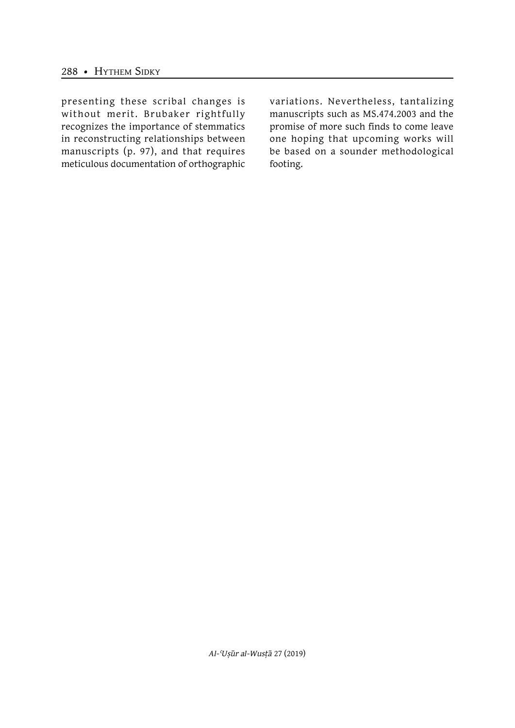presenting these scribal changes is without merit. Brubaker rightfully recognizes the importance of stemmatics in reconstructing relationships between manuscripts (p. 97), and that requires meticulous documentation of orthographic variations. Nevertheless, tantalizing manuscripts such as MS.474.2003 and the promise of more such finds to come leave one hoping that upcoming works will be based on a sounder methodological footing.